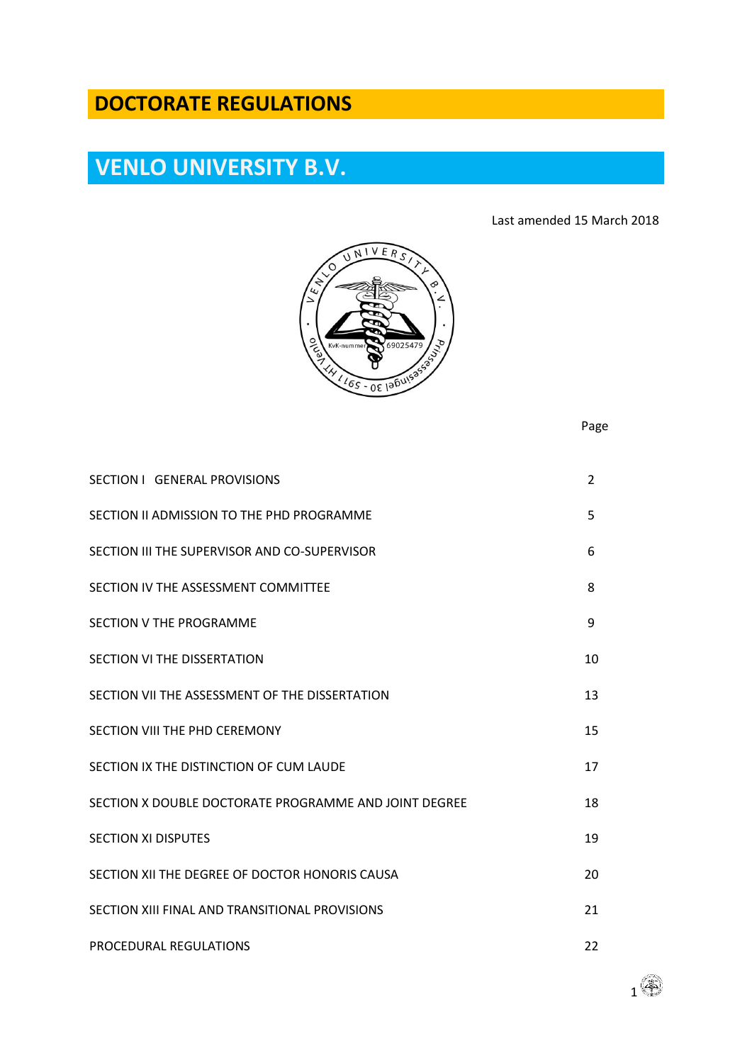# DOCTORATE REGULATIONS

# VENLO UNIVERSITY B.V.

Last amended 15 March 2018

| | Page |
|---|---|
| SECTION I GENERAL PROVISIONS | 2 |
| SECTION II ADMISSION TO THE PHD PROGRAMME | 5 |
| SECTION III THE SUPERVISOR AND CO-SUPERVISOR | 6 |
| SECTION IV THE ASSESSMENT COMMITTEE | 8 |
| SECTION V THE PROGRAMME | 9 |
| SECTION VI THE DISSERTATION | 10 |
| SECTION VII THE ASSESSMENT OF THE DISSERTATION | 13 |
| SECTION VIII THE PHD CEREMONY | 15 |
| SECTION IX THE DISTINCTION OF CUM LAUDE | 17 |
| SECTION X DOUBLE DOCTORATE PROGRAMME AND JOINT DEGREE | 18 |
| SECTION XI DISPUTES | 19 |
| SECTION XII THE DEGREE OF DOCTOR HONORIS CAUSA | 20 |
| SECTION XIII FINAL AND TRANSITIONAL PROVISIONS | 21 |
| PROCEDURAL REGULATIONS | 22 |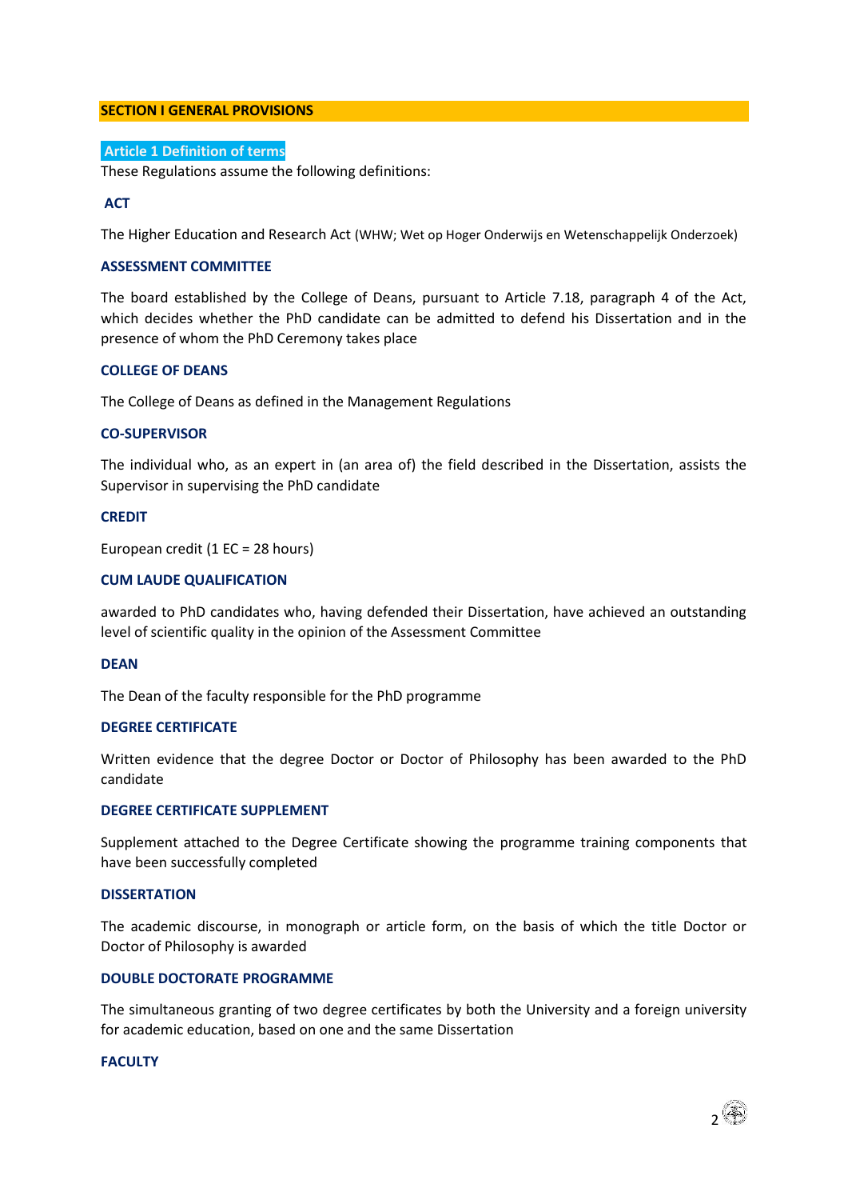## SECTION I GENERAL PROVISIONS

### Article 1 Definition of terms

These Regulations assume the following definitions:

**ACT**

The Higher Education and Research Act (WHW; Wet op Hoger Onderwijs en Wetenschappelijk Onderzoek)

**ASSESSMENT COMMITTEE**

The board established by the College of Deans, pursuant to Article 7.18, paragraph 4 of the Act, which decides whether the PhD candidate can be admitted to defend his Dissertation and in the presence of whom the PhD Ceremony takes place

**COLLEGE OF DEANS**

The College of Deans as defined in the Management Regulations

**CO-SUPERVISOR**

The individual who, as an expert in (an area of) the field described in the Dissertation, assists the Supervisor in supervising the PhD candidate

**CREDIT**

European credit (1 EC = 28 hours)

**CUM LAUDE QUALIFICATION**

awarded to PhD candidates who, having defended their Dissertation, have achieved an outstanding level of scientific quality in the opinion of the Assessment Committee

**DEAN**

The Dean of the faculty responsible for the PhD programme

**DEGREE CERTIFICATE**

Written evidence that the degree Doctor or Doctor of Philosophy has been awarded to the PhD candidate

**DEGREE CERTIFICATE SUPPLEMENT**

Supplement attached to the Degree Certificate showing the programme training components that have been successfully completed

**DISSERTATION**

The academic discourse, in monograph or article form, on the basis of which the title Doctor or Doctor of Philosophy is awarded

**DOUBLE DOCTORATE PROGRAMME**

The simultaneous granting of two degree certificates by both the University and a foreign university for academic education, based on one and the same Dissertation

**FACULTY**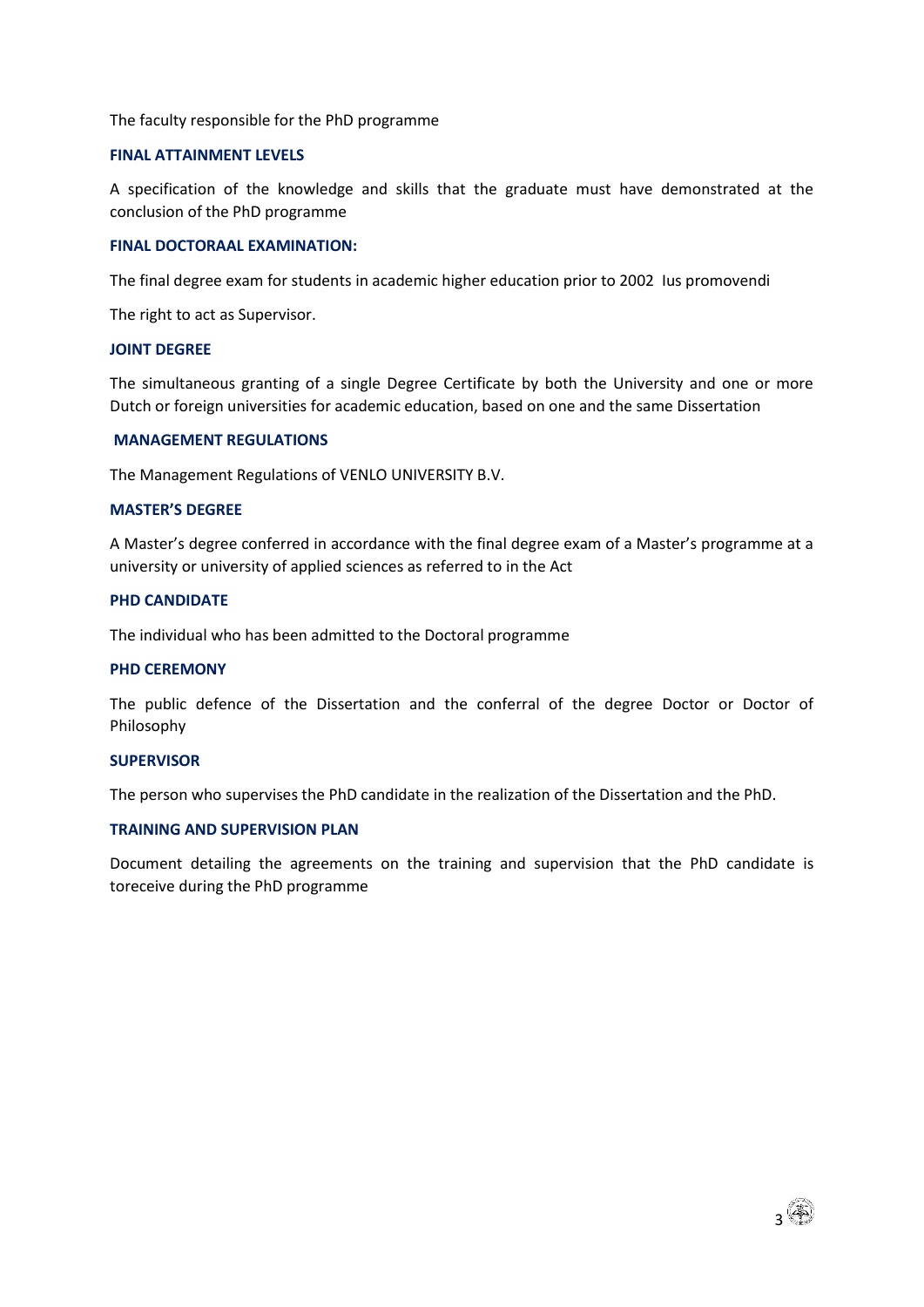The faculty responsible for the PhD programme

**FINAL ATTAINMENT LEVELS**

A specification of the knowledge and skills that the graduate must have demonstrated at the conclusion of the PhD programme

**FINAL DOCTORAAL EXAMINATION:**

The final degree exam for students in academic higher education prior to 2002  Ius promovendi

The right to act as Supervisor.

**JOINT DEGREE**

The simultaneous granting of a single Degree Certificate by both the University and one or more Dutch or foreign universities for academic education, based on one and the same Dissertation

**MANAGEMENT REGULATIONS**

The Management Regulations of VENLO UNIVERSITY B.V.

**MASTER'S DEGREE**

A Master's degree conferred in accordance with the final degree exam of a Master's programme at a university or university of applied sciences as referred to in the Act

**PHD CANDIDATE**

The individual who has been admitted to the Doctoral programme

**PHD CEREMONY**

The public defence of the Dissertation and the conferral of the degree Doctor or Doctor of Philosophy

**SUPERVISOR**

The person who supervises the PhD candidate in the realization of the Dissertation and the PhD.

**TRAINING AND SUPERVISION PLAN**

Document detailing the agreements on the training and supervision that the PhD candidate is toreceive during the PhD programme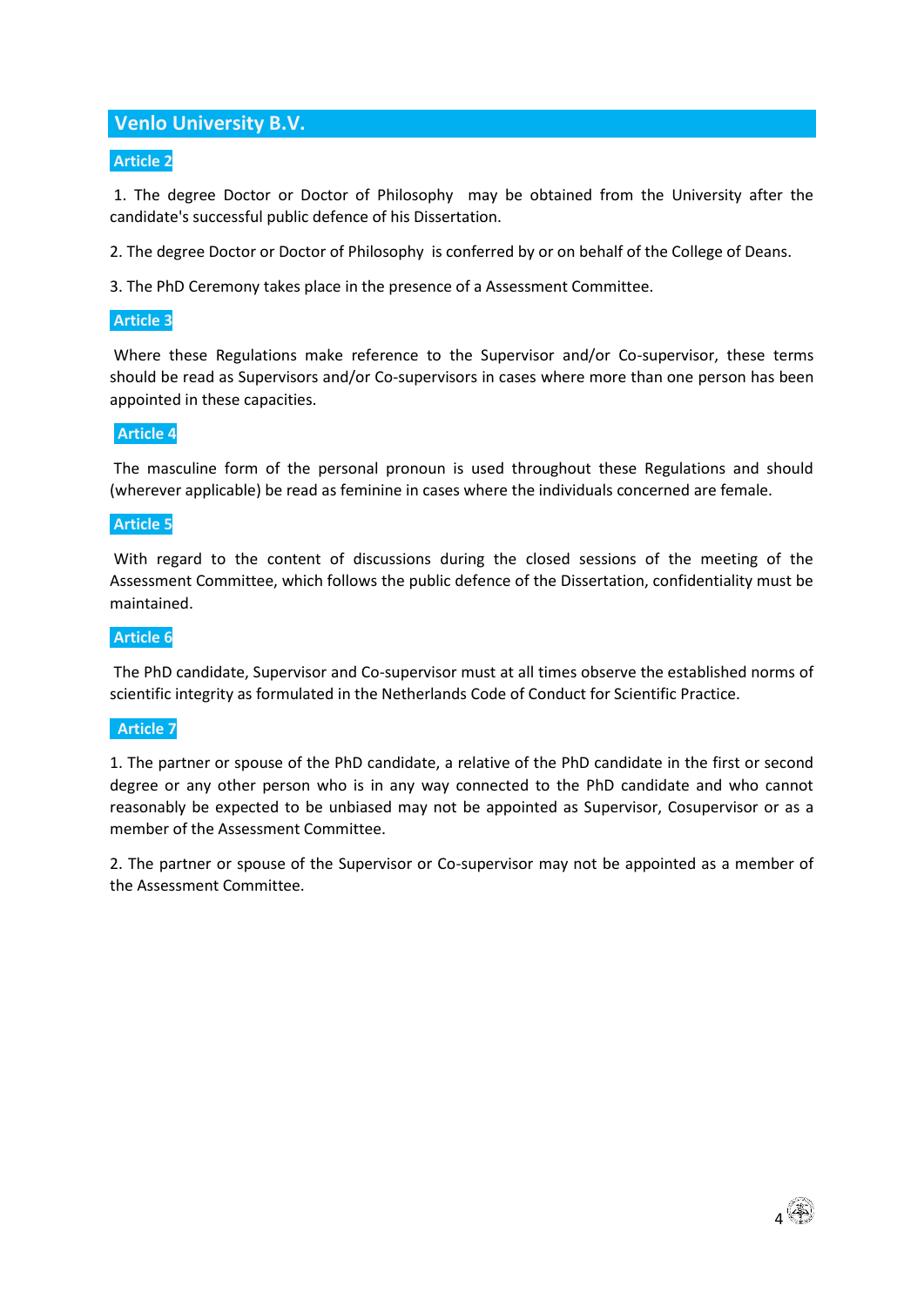## Venlo University B.V.

### Article 2

1. The degree Doctor or Doctor of Philosophy may be obtained from the University after the candidate's successful public defence of his Dissertation.

2. The degree Doctor or Doctor of Philosophy is conferred by or on behalf of the College of Deans.

3. The PhD Ceremony takes place in the presence of a Assessment Committee.

### Article 3

Where these Regulations make reference to the Supervisor and/or Co-supervisor, these terms should be read as Supervisors and/or Co-supervisors in cases where more than one person has been appointed in these capacities.

### Article 4

The masculine form of the personal pronoun is used throughout these Regulations and should (wherever applicable) be read as feminine in cases where the individuals concerned are female.

### Article 5

With regard to the content of discussions during the closed sessions of the meeting of the Assessment Committee, which follows the public defence of the Dissertation, confidentiality must be maintained.

### Article 6

The PhD candidate, Supervisor and Co-supervisor must at all times observe the established norms of scientific integrity as formulated in the Netherlands Code of Conduct for Scientific Practice.

### Article 7

1. The partner or spouse of the PhD candidate, a relative of the PhD candidate in the first or second degree or any other person who is in any way connected to the PhD candidate and who cannot reasonably be expected to be unbiased may not be appointed as Supervisor, Cosupervisor or as a member of the Assessment Committee.

2. The partner or spouse of the Supervisor or Co-supervisor may not be appointed as a member of the Assessment Committee.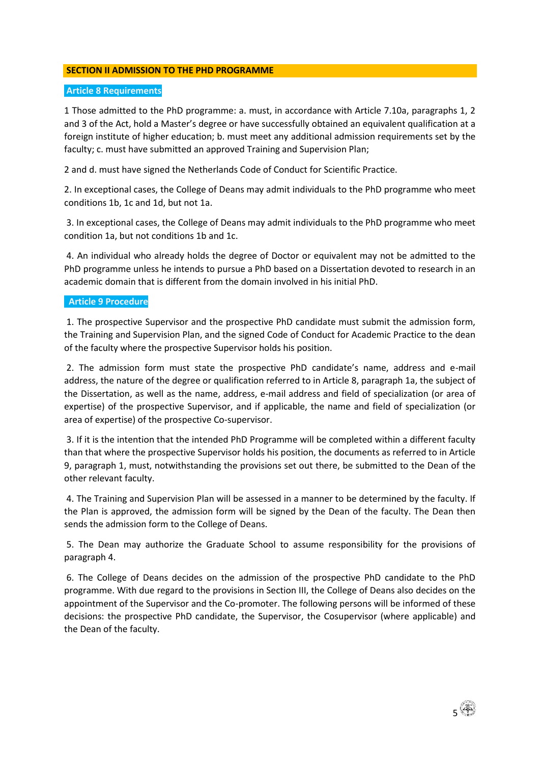## SECTION II ADMISSION TO THE PHD PROGRAMME

### Article 8 Requirements

1 Those admitted to the PhD programme: a. must, in accordance with Article 7.10a, paragraphs 1, 2 and 3 of the Act, hold a Master's degree or have successfully obtained an equivalent qualification at a foreign institute of higher education; b. must meet any additional admission requirements set by the faculty; c. must have submitted an approved Training and Supervision Plan;

2 and d. must have signed the Netherlands Code of Conduct for Scientific Practice.

2. In exceptional cases, the College of Deans may admit individuals to the PhD programme who meet conditions 1b, 1c and 1d, but not 1a.

3. In exceptional cases, the College of Deans may admit individuals to the PhD programme who meet condition 1a, but not conditions 1b and 1c.

4. An individual who already holds the degree of Doctor or equivalent may not be admitted to the PhD programme unless he intends to pursue a PhD based on a Dissertation devoted to research in an academic domain that is different from the domain involved in his initial PhD.

### Article 9 Procedure

1. The prospective Supervisor and the prospective PhD candidate must submit the admission form, the Training and Supervision Plan, and the signed Code of Conduct for Academic Practice to the dean of the faculty where the prospective Supervisor holds his position.

2. The admission form must state the prospective PhD candidate's name, address and e-mail address, the nature of the degree or qualification referred to in Article 8, paragraph 1a, the subject of the Dissertation, as well as the name, address, e-mail address and field of specialization (or area of expertise) of the prospective Supervisor, and if applicable, the name and field of specialization (or area of expertise) of the prospective Co-supervisor.

3. If it is the intention that the intended PhD Programme will be completed within a different faculty than that where the prospective Supervisor holds his position, the documents as referred to in Article 9, paragraph 1, must, notwithstanding the provisions set out there, be submitted to the Dean of the other relevant faculty.

4. The Training and Supervision Plan will be assessed in a manner to be determined by the faculty. If the Plan is approved, the admission form will be signed by the Dean of the faculty. The Dean then sends the admission form to the College of Deans.

5. The Dean may authorize the Graduate School to assume responsibility for the provisions of paragraph 4.

6. The College of Deans decides on the admission of the prospective PhD candidate to the PhD programme. With due regard to the provisions in Section III, the College of Deans also decides on the appointment of the Supervisor and the Co-promoter. The following persons will be informed of these decisions: the prospective PhD candidate, the Supervisor, the Cosupervisor (where applicable) and the Dean of the faculty.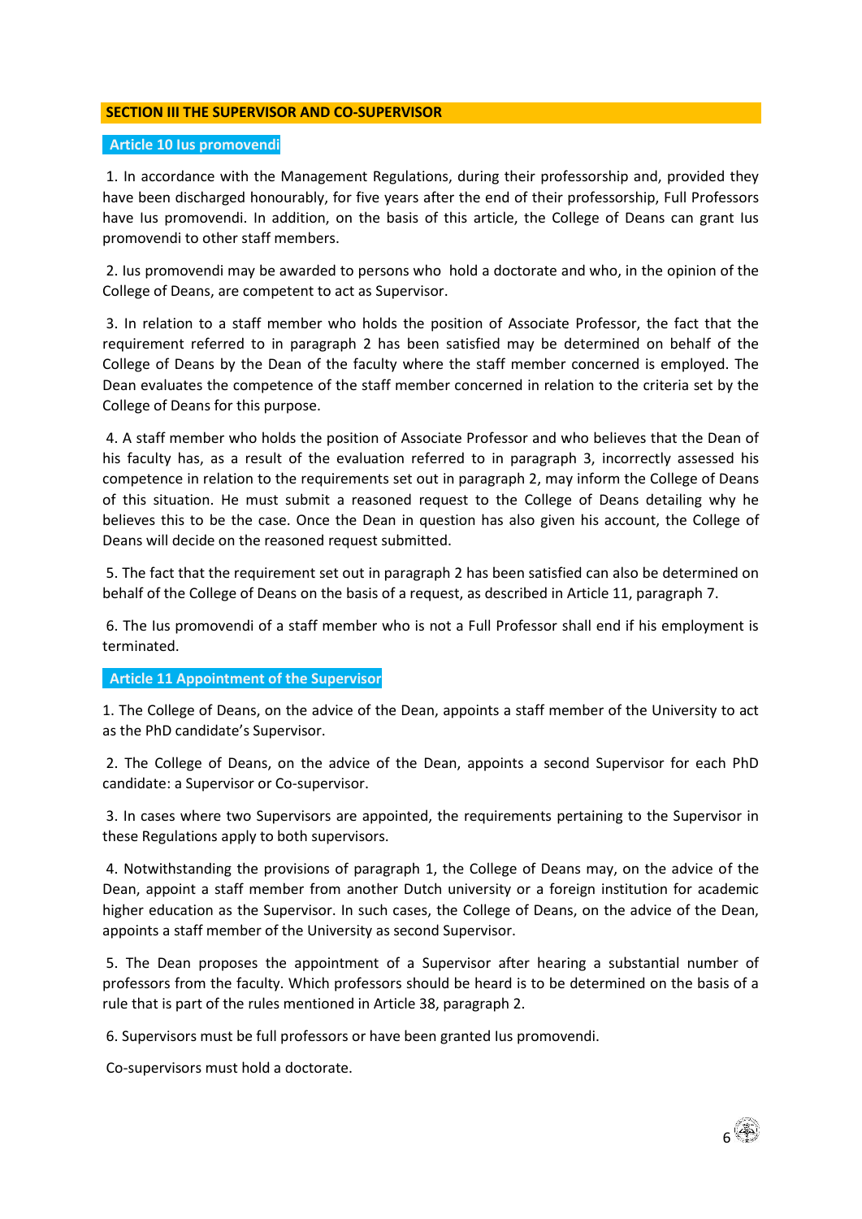## SECTION III THE SUPERVISOR AND CO-SUPERVISOR

### Article 10 Ius promovendi

1. In accordance with the Management Regulations, during their professorship and, provided they have been discharged honourably, for five years after the end of their professorship, Full Professors have Ius promovendi. In addition, on the basis of this article, the College of Deans can grant Ius promovendi to other staff members.

2. Ius promovendi may be awarded to persons who hold a doctorate and who, in the opinion of the College of Deans, are competent to act as Supervisor.

3. In relation to a staff member who holds the position of Associate Professor, the fact that the requirement referred to in paragraph 2 has been satisfied may be determined on behalf of the College of Deans by the Dean of the faculty where the staff member concerned is employed. The Dean evaluates the competence of the staff member concerned in relation to the criteria set by the College of Deans for this purpose.

4. A staff member who holds the position of Associate Professor and who believes that the Dean of his faculty has, as a result of the evaluation referred to in paragraph 3, incorrectly assessed his competence in relation to the requirements set out in paragraph 2, may inform the College of Deans of this situation. He must submit a reasoned request to the College of Deans detailing why he believes this to be the case. Once the Dean in question has also given his account, the College of Deans will decide on the reasoned request submitted.

5. The fact that the requirement set out in paragraph 2 has been satisfied can also be determined on behalf of the College of Deans on the basis of a request, as described in Article 11, paragraph 7.

6. The Ius promovendi of a staff member who is not a Full Professor shall end if his employment is terminated.

### Article 11 Appointment of the Supervisor

1. The College of Deans, on the advice of the Dean, appoints a staff member of the University to act as the PhD candidate's Supervisor.

2. The College of Deans, on the advice of the Dean, appoints a second Supervisor for each PhD candidate: a Supervisor or Co-supervisor.

3. In cases where two Supervisors are appointed, the requirements pertaining to the Supervisor in these Regulations apply to both supervisors.

4. Notwithstanding the provisions of paragraph 1, the College of Deans may, on the advice of the Dean, appoint a staff member from another Dutch university or a foreign institution for academic higher education as the Supervisor. In such cases, the College of Deans, on the advice of the Dean, appoints a staff member of the University as second Supervisor.

5. The Dean proposes the appointment of a Supervisor after hearing a substantial number of professors from the faculty. Which professors should be heard is to be determined on the basis of a rule that is part of the rules mentioned in Article 38, paragraph 2.

6. Supervisors must be full professors or have been granted Ius promovendi.

Co-supervisors must hold a doctorate.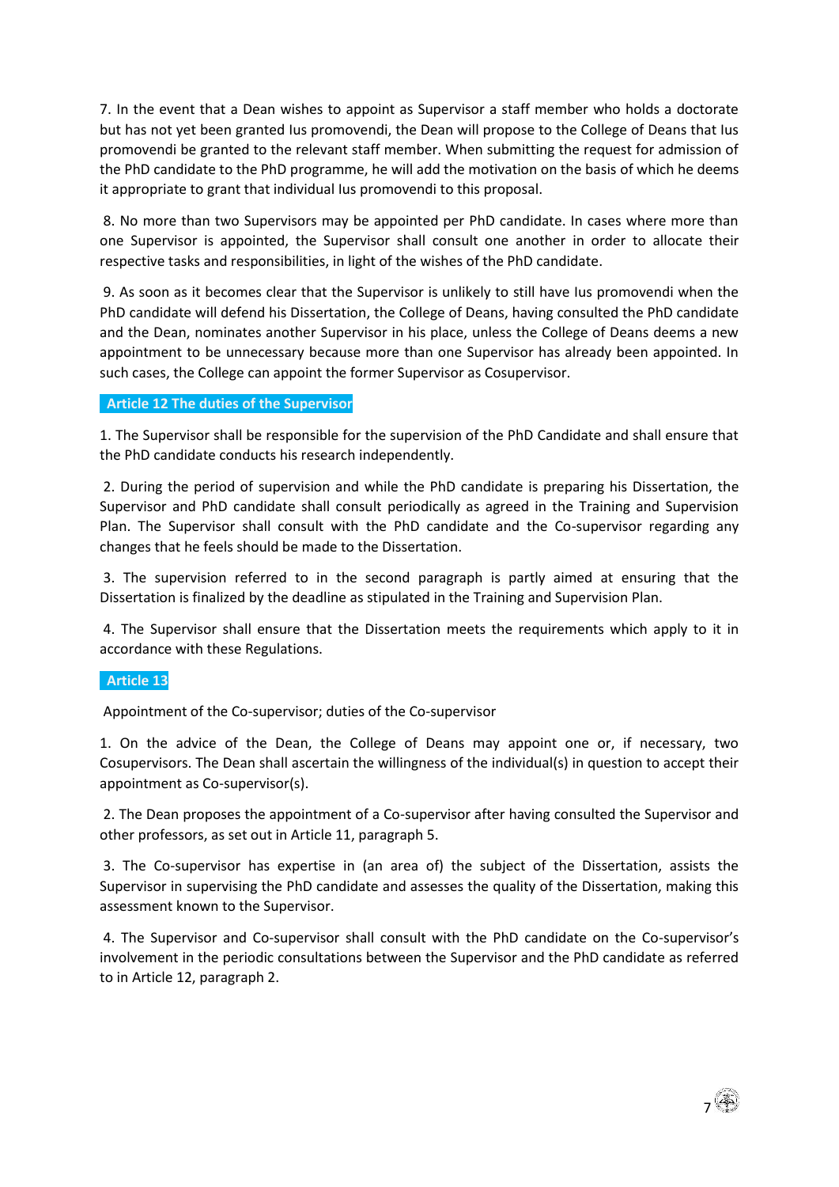7. In the event that a Dean wishes to appoint as Supervisor a staff member who holds a doctorate but has not yet been granted Ius promovendi, the Dean will propose to the College of Deans that Ius promovendi be granted to the relevant staff member. When submitting the request for admission of the PhD candidate to the PhD programme, he will add the motivation on the basis of which he deems it appropriate to grant that individual Ius promovendi to this proposal.

8. No more than two Supervisors may be appointed per PhD candidate. In cases where more than one Supervisor is appointed, the Supervisor shall consult one another in order to allocate their respective tasks and responsibilities, in light of the wishes of the PhD candidate.

9. As soon as it becomes clear that the Supervisor is unlikely to still have Ius promovendi when the PhD candidate will defend his Dissertation, the College of Deans, having consulted the PhD candidate and the Dean, nominates another Supervisor in his place, unless the College of Deans deems a new appointment to be unnecessary because more than one Supervisor has already been appointed. In such cases, the College can appoint the former Supervisor as Cosupervisor.

## Article 12 The duties of the Supervisor

1. The Supervisor shall be responsible for the supervision of the PhD Candidate and shall ensure that the PhD candidate conducts his research independently.

2. During the period of supervision and while the PhD candidate is preparing his Dissertation, the Supervisor and PhD candidate shall consult periodically as agreed in the Training and Supervision Plan. The Supervisor shall consult with the PhD candidate and the Co-supervisor regarding any changes that he feels should be made to the Dissertation.

3. The supervision referred to in the second paragraph is partly aimed at ensuring that the Dissertation is finalized by the deadline as stipulated in the Training and Supervision Plan.

4. The Supervisor shall ensure that the Dissertation meets the requirements which apply to it in accordance with these Regulations.

## Article 13

Appointment of the Co-supervisor; duties of the Co-supervisor

1. On the advice of the Dean, the College of Deans may appoint one or, if necessary, two Cosupervisors. The Dean shall ascertain the willingness of the individual(s) in question to accept their appointment as Co-supervisor(s).

2. The Dean proposes the appointment of a Co-supervisor after having consulted the Supervisor and other professors, as set out in Article 11, paragraph 5.

3. The Co-supervisor has expertise in (an area of) the subject of the Dissertation, assists the Supervisor in supervising the PhD candidate and assesses the quality of the Dissertation, making this assessment known to the Supervisor.

4. The Supervisor and Co-supervisor shall consult with the PhD candidate on the Co-supervisor's involvement in the periodic consultations between the Supervisor and the PhD candidate as referred to in Article 12, paragraph 2.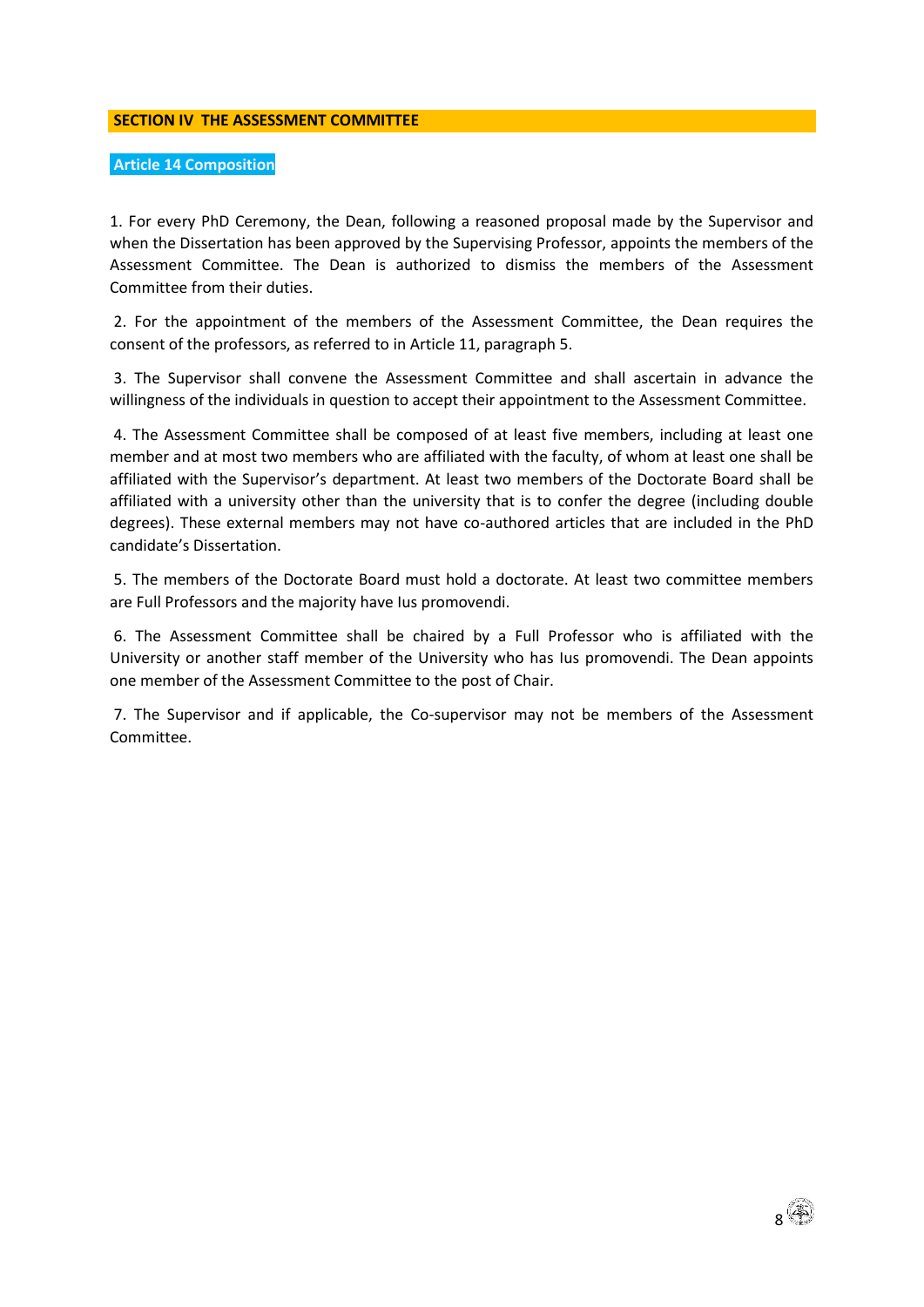## SECTION IV THE ASSESSMENT COMMITTEE

### Article 14 Composition

1. For every PhD Ceremony, the Dean, following a reasoned proposal made by the Supervisor and when the Dissertation has been approved by the Supervising Professor, appoints the members of the Assessment Committee. The Dean is authorized to dismiss the members of the Assessment Committee from their duties.

2. For the appointment of the members of the Assessment Committee, the Dean requires the consent of the professors, as referred to in Article 11, paragraph 5.

3. The Supervisor shall convene the Assessment Committee and shall ascertain in advance the willingness of the individuals in question to accept their appointment to the Assessment Committee.

4. The Assessment Committee shall be composed of at least five members, including at least one member and at most two members who are affiliated with the faculty, of whom at least one shall be affiliated with the Supervisor's department. At least two members of the Doctorate Board shall be affiliated with a university other than the university that is to confer the degree (including double degrees). These external members may not have co-authored articles that are included in the PhD candidate's Dissertation.

5. The members of the Doctorate Board must hold a doctorate. At least two committee members are Full Professors and the majority have Ius promovendi.

6. The Assessment Committee shall be chaired by a Full Professor who is affiliated with the University or another staff member of the University who has Ius promovendi. The Dean appoints one member of the Assessment Committee to the post of Chair.

7. The Supervisor and if applicable, the Co-supervisor may not be members of the Assessment Committee.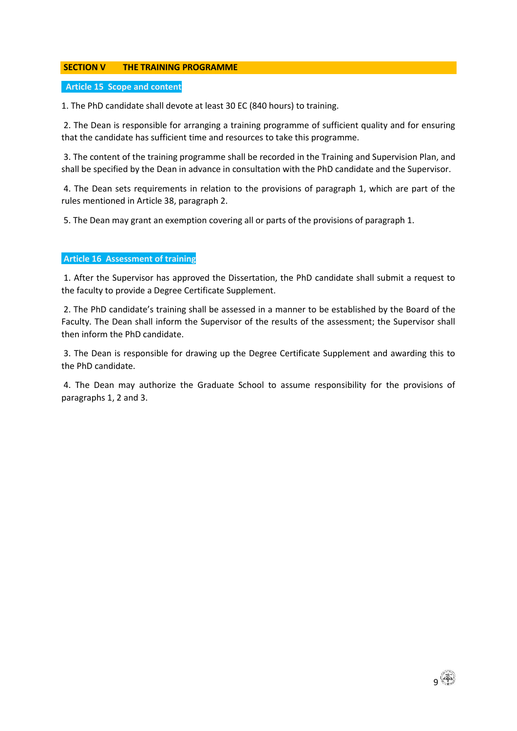## SECTION V THE TRAINING PROGRAMME

### Article 15 Scope and content

1. The PhD candidate shall devote at least 30 EC (840 hours) to training.

2. The Dean is responsible for arranging a training programme of sufficient quality and for ensuring that the candidate has sufficient time and resources to take this programme.

3. The content of the training programme shall be recorded in the Training and Supervision Plan, and shall be specified by the Dean in advance in consultation with the PhD candidate and the Supervisor.

4. The Dean sets requirements in relation to the provisions of paragraph 1, which are part of the rules mentioned in Article 38, paragraph 2.

5. The Dean may grant an exemption covering all or parts of the provisions of paragraph 1.

### Article 16 Assessment of training

1. After the Supervisor has approved the Dissertation, the PhD candidate shall submit a request to the faculty to provide a Degree Certificate Supplement.

2. The PhD candidate's training shall be assessed in a manner to be established by the Board of the Faculty. The Dean shall inform the Supervisor of the results of the assessment; the Supervisor shall then inform the PhD candidate.

3. The Dean is responsible for drawing up the Degree Certificate Supplement and awarding this to the PhD candidate.

4. The Dean may authorize the Graduate School to assume responsibility for the provisions of paragraphs 1, 2 and 3.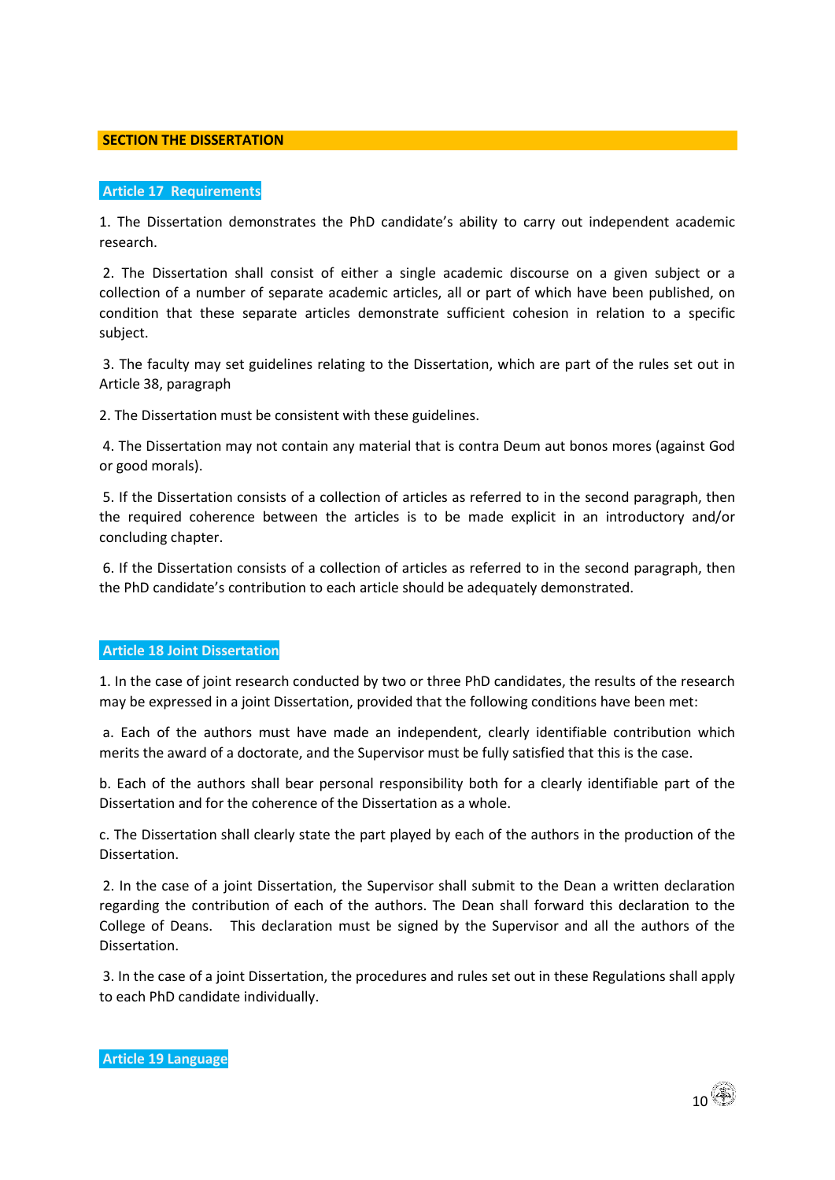## SECTION THE DISSERTATION

### Article 17 Requirements

1. The Dissertation demonstrates the PhD candidate's ability to carry out independent academic research.

2. The Dissertation shall consist of either a single academic discourse on a given subject or a collection of a number of separate academic articles, all or part of which have been published, on condition that these separate articles demonstrate sufficient cohesion in relation to a specific subject.

3. The faculty may set guidelines relating to the Dissertation, which are part of the rules set out in Article 38, paragraph

2. The Dissertation must be consistent with these guidelines.

4. The Dissertation may not contain any material that is contra Deum aut bonos mores (against God or good morals).

5. If the Dissertation consists of a collection of articles as referred to in the second paragraph, then the required coherence between the articles is to be made explicit in an introductory and/or concluding chapter.

6. If the Dissertation consists of a collection of articles as referred to in the second paragraph, then the PhD candidate's contribution to each article should be adequately demonstrated.

### Article 18 Joint Dissertation

1. In the case of joint research conducted by two or three PhD candidates, the results of the research may be expressed in a joint Dissertation, provided that the following conditions have been met:

a. Each of the authors must have made an independent, clearly identifiable contribution which merits the award of a doctorate, and the Supervisor must be fully satisfied that this is the case.

b. Each of the authors shall bear personal responsibility both for a clearly identifiable part of the Dissertation and for the coherence of the Dissertation as a whole.

c. The Dissertation shall clearly state the part played by each of the authors in the production of the Dissertation.

2. In the case of a joint Dissertation, the Supervisor shall submit to the Dean a written declaration regarding the contribution of each of the authors. The Dean shall forward this declaration to the College of Deans. This declaration must be signed by the Supervisor and all the authors of the Dissertation.

3. In the case of a joint Dissertation, the procedures and rules set out in these Regulations shall apply to each PhD candidate individually.

### Article 19 Language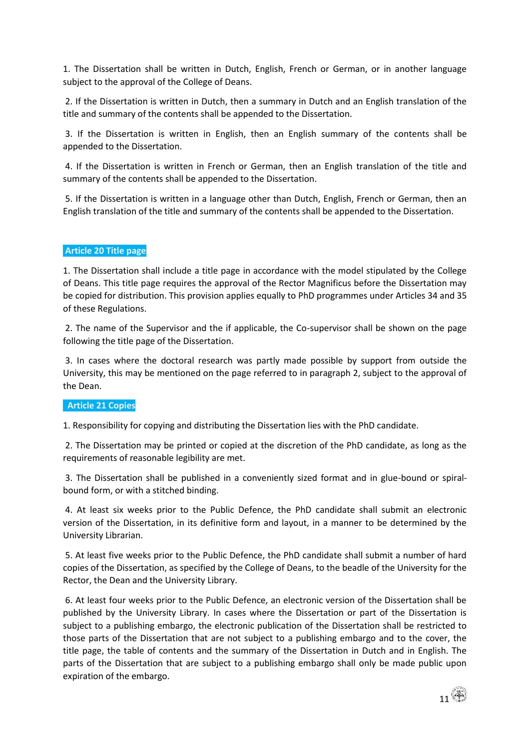1. The Dissertation shall be written in Dutch, English, French or German, or in another language subject to the approval of the College of Deans.

2. If the Dissertation is written in Dutch, then a summary in Dutch and an English translation of the title and summary of the contents shall be appended to the Dissertation.

3. If the Dissertation is written in English, then an English summary of the contents shall be appended to the Dissertation.

4. If the Dissertation is written in French or German, then an English translation of the title and summary of the contents shall be appended to the Dissertation.

5. If the Dissertation is written in a language other than Dutch, English, French or German, then an English translation of the title and summary of the contents shall be appended to the Dissertation.

## Article 20 Title page

1. The Dissertation shall include a title page in accordance with the model stipulated by the College of Deans. This title page requires the approval of the Rector Magnificus before the Dissertation may be copied for distribution. This provision applies equally to PhD programmes under Articles 34 and 35 of these Regulations.

2. The name of the Supervisor and the if applicable, the Co-supervisor shall be shown on the page following the title page of the Dissertation.

3. In cases where the doctoral research was partly made possible by support from outside the University, this may be mentioned on the page referred to in paragraph 2, subject to the approval of the Dean.

## Article 21 Copies

1. Responsibility for copying and distributing the Dissertation lies with the PhD candidate.

2. The Dissertation may be printed or copied at the discretion of the PhD candidate, as long as the requirements of reasonable legibility are met.

3. The Dissertation shall be published in a conveniently sized format and in glue-bound or spiral-bound form, or with a stitched binding.

4. At least six weeks prior to the Public Defence, the PhD candidate shall submit an electronic version of the Dissertation, in its definitive form and layout, in a manner to be determined by the University Librarian.

5. At least five weeks prior to the Public Defence, the PhD candidate shall submit a number of hard copies of the Dissertation, as specified by the College of Deans, to the beadle of the University for the Rector, the Dean and the University Library.

6. At least four weeks prior to the Public Defence, an electronic version of the Dissertation shall be published by the University Library. In cases where the Dissertation or part of the Dissertation is subject to a publishing embargo, the electronic publication of the Dissertation shall be restricted to those parts of the Dissertation that are not subject to a publishing embargo and to the cover, the title page, the table of contents and the summary of the Dissertation in Dutch and in English. The parts of the Dissertation that are subject to a publishing embargo shall only be made public upon expiration of the embargo.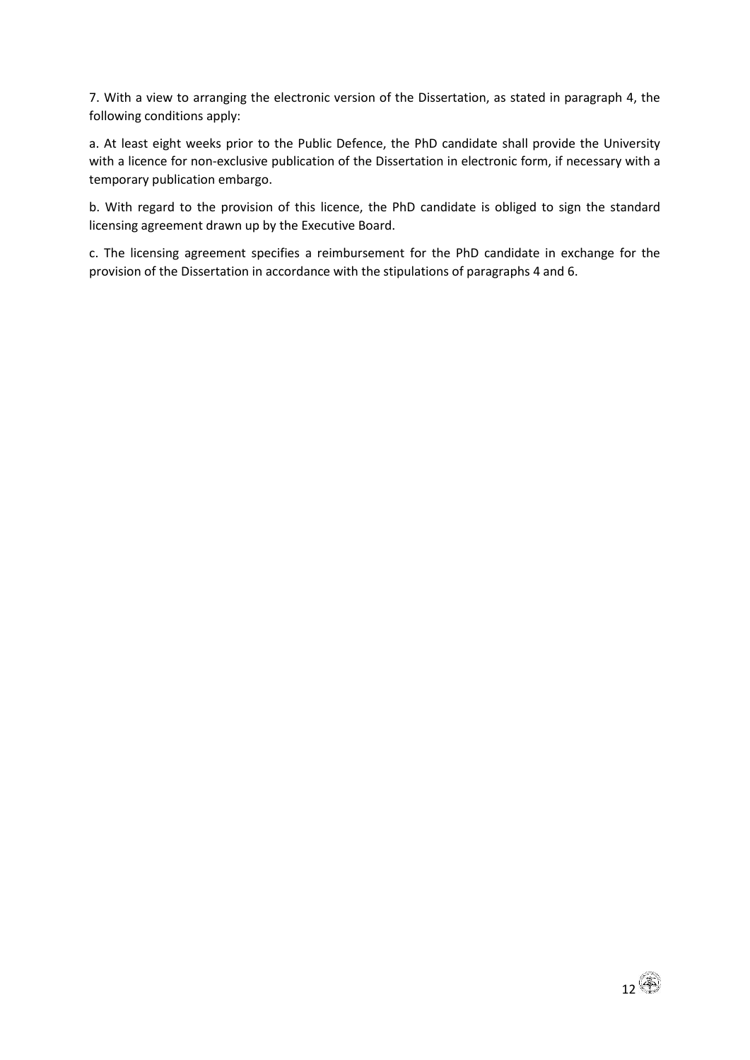7. With a view to arranging the electronic version of the Dissertation, as stated in paragraph 4, the following conditions apply:

a. At least eight weeks prior to the Public Defence, the PhD candidate shall provide the University with a licence for non-exclusive publication of the Dissertation in electronic form, if necessary with a temporary publication embargo.

b. With regard to the provision of this licence, the PhD candidate is obliged to sign the standard licensing agreement drawn up by the Executive Board.

c. The licensing agreement specifies a reimbursement for the PhD candidate in exchange for the provision of the Dissertation in accordance with the stipulations of paragraphs 4 and 6.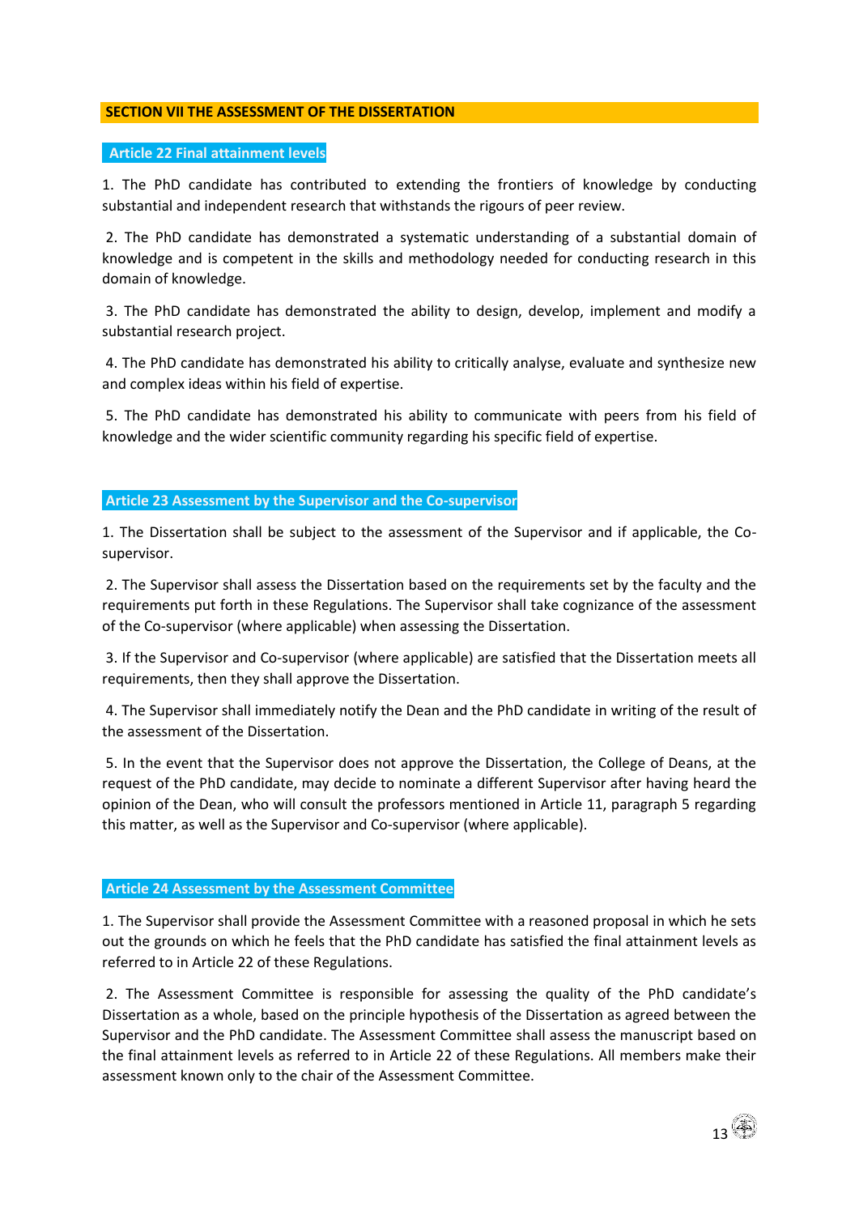## SECTION VII THE ASSESSMENT OF THE DISSERTATION

### Article 22 Final attainment levels

1. The PhD candidate has contributed to extending the frontiers of knowledge by conducting substantial and independent research that withstands the rigours of peer review.

2. The PhD candidate has demonstrated a systematic understanding of a substantial domain of knowledge and is competent in the skills and methodology needed for conducting research in this domain of knowledge.

3. The PhD candidate has demonstrated the ability to design, develop, implement and modify a substantial research project.

4. The PhD candidate has demonstrated his ability to critically analyse, evaluate and synthesize new and complex ideas within his field of expertise.

5. The PhD candidate has demonstrated his ability to communicate with peers from his field of knowledge and the wider scientific community regarding his specific field of expertise.

### Article 23 Assessment by the Supervisor and the Co-supervisor

1. The Dissertation shall be subject to the assessment of the Supervisor and if applicable, the Co-supervisor.

2. The Supervisor shall assess the Dissertation based on the requirements set by the faculty and the requirements put forth in these Regulations. The Supervisor shall take cognizance of the assessment of the Co-supervisor (where applicable) when assessing the Dissertation.

3. If the Supervisor and Co-supervisor (where applicable) are satisfied that the Dissertation meets all requirements, then they shall approve the Dissertation.

4. The Supervisor shall immediately notify the Dean and the PhD candidate in writing of the result of the assessment of the Dissertation.

5. In the event that the Supervisor does not approve the Dissertation, the College of Deans, at the request of the PhD candidate, may decide to nominate a different Supervisor after having heard the opinion of the Dean, who will consult the professors mentioned in Article 11, paragraph 5 regarding this matter, as well as the Supervisor and Co-supervisor (where applicable).

### Article 24 Assessment by the Assessment Committee

1. The Supervisor shall provide the Assessment Committee with a reasoned proposal in which he sets out the grounds on which he feels that the PhD candidate has satisfied the final attainment levels as referred to in Article 22 of these Regulations.

2. The Assessment Committee is responsible for assessing the quality of the PhD candidate's Dissertation as a whole, based on the principle hypothesis of the Dissertation as agreed between the Supervisor and the PhD candidate. The Assessment Committee shall assess the manuscript based on the final attainment levels as referred to in Article 22 of these Regulations. All members make their assessment known only to the chair of the Assessment Committee.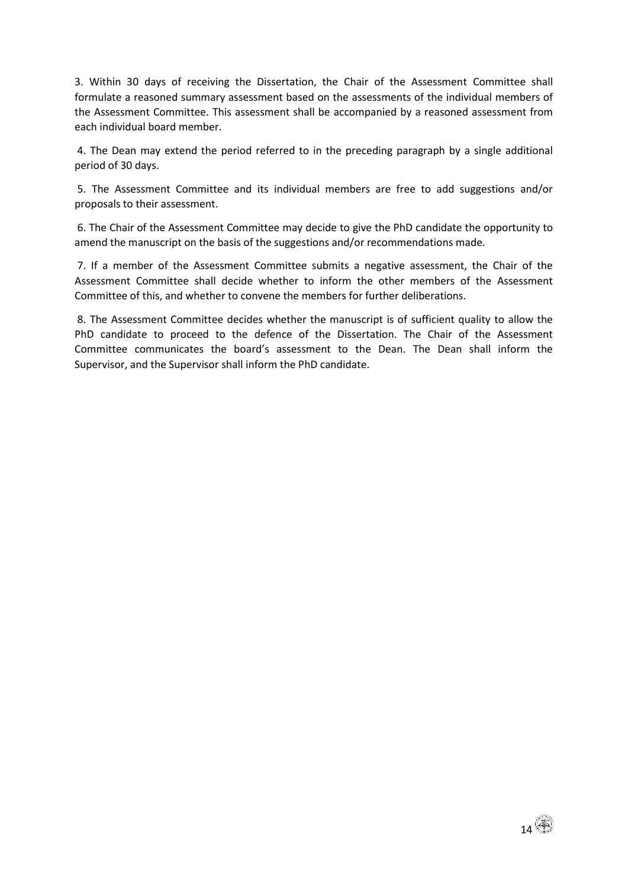3. Within 30 days of receiving the Dissertation, the Chair of the Assessment Committee shall formulate a reasoned summary assessment based on the assessments of the individual members of the Assessment Committee. This assessment shall be accompanied by a reasoned assessment from each individual board member.

4. The Dean may extend the period referred to in the preceding paragraph by a single additional period of 30 days.

5. The Assessment Committee and its individual members are free to add suggestions and/or proposals to their assessment.

6. The Chair of the Assessment Committee may decide to give the PhD candidate the opportunity to amend the manuscript on the basis of the suggestions and/or recommendations made.

7. If a member of the Assessment Committee submits a negative assessment, the Chair of the Assessment Committee shall decide whether to inform the other members of the Assessment Committee of this, and whether to convene the members for further deliberations.

8. The Assessment Committee decides whether the manuscript is of sufficient quality to allow the PhD candidate to proceed to the defence of the Dissertation. The Chair of the Assessment Committee communicates the board's assessment to the Dean. The Dean shall inform the Supervisor, and the Supervisor shall inform the PhD candidate.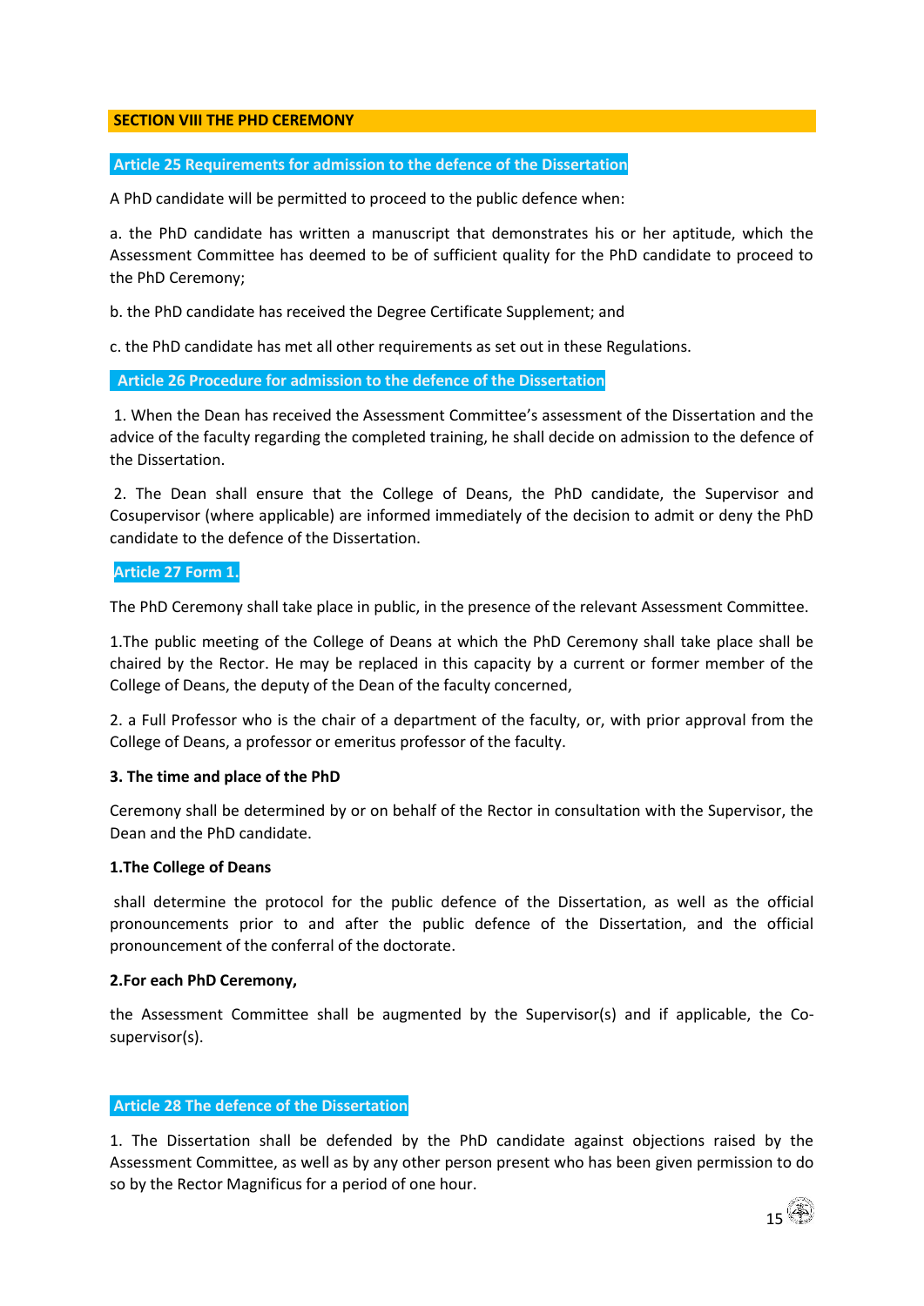## SECTION VIII THE PHD CEREMONY

### Article 25 Requirements for admission to the defence of the Dissertation

A PhD candidate will be permitted to proceed to the public defence when:

a. the PhD candidate has written a manuscript that demonstrates his or her aptitude, which the Assessment Committee has deemed to be of sufficient quality for the PhD candidate to proceed to the PhD Ceremony;

b. the PhD candidate has received the Degree Certificate Supplement; and

c. the PhD candidate has met all other requirements as set out in these Regulations.

### Article 26 Procedure for admission to the defence of the Dissertation

1. When the Dean has received the Assessment Committee's assessment of the Dissertation and the advice of the faculty regarding the completed training, he shall decide on admission to the defence of the Dissertation.

2. The Dean shall ensure that the College of Deans, the PhD candidate, the Supervisor and Cosupervisor (where applicable) are informed immediately of the decision to admit or deny the PhD candidate to the defence of the Dissertation.

### Article 27 Form 1.

The PhD Ceremony shall take place in public, in the presence of the relevant Assessment Committee.

1.The public meeting of the College of Deans at which the PhD Ceremony shall take place shall be chaired by the Rector. He may be replaced in this capacity by a current or former member of the College of Deans, the deputy of the Dean of the faculty concerned,

2. a Full Professor who is the chair of a department of the faculty, or, with prior approval from the College of Deans, a professor or emeritus professor of the faculty.

**3. The time and place of the PhD**

Ceremony shall be determined by or on behalf of the Rector in consultation with the Supervisor, the Dean and the PhD candidate.

**1.The College of Deans**

shall determine the protocol for the public defence of the Dissertation, as well as the official pronouncements prior to and after the public defence of the Dissertation, and the official pronouncement of the conferral of the doctorate.

**2.For each PhD Ceremony,**

the Assessment Committee shall be augmented by the Supervisor(s) and if applicable, the Co-supervisor(s).

### Article 28 The defence of the Dissertation

1. The Dissertation shall be defended by the PhD candidate against objections raised by the Assessment Committee, as well as by any other person present who has been given permission to do so by the Rector Magnificus for a period of one hour.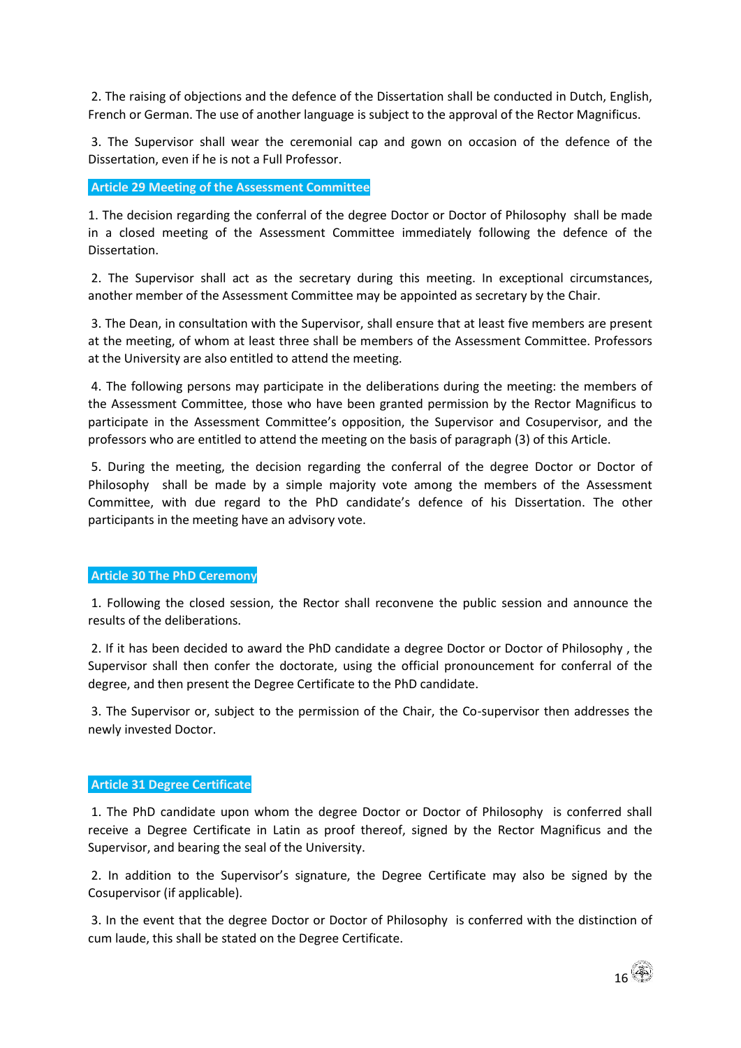2. The raising of objections and the defence of the Dissertation shall be conducted in Dutch, English, French or German. The use of another language is subject to the approval of the Rector Magnificus.

3. The Supervisor shall wear the ceremonial cap and gown on occasion of the defence of the Dissertation, even if he is not a Full Professor.

## Article 29 Meeting of the Assessment Committee

1. The decision regarding the conferral of the degree Doctor or Doctor of Philosophy shall be made in a closed meeting of the Assessment Committee immediately following the defence of the Dissertation.

2. The Supervisor shall act as the secretary during this meeting. In exceptional circumstances, another member of the Assessment Committee may be appointed as secretary by the Chair.

3. The Dean, in consultation with the Supervisor, shall ensure that at least five members are present at the meeting, of whom at least three shall be members of the Assessment Committee. Professors at the University are also entitled to attend the meeting.

4. The following persons may participate in the deliberations during the meeting: the members of the Assessment Committee, those who have been granted permission by the Rector Magnificus to participate in the Assessment Committee's opposition, the Supervisor and Cosupervisor, and the professors who are entitled to attend the meeting on the basis of paragraph (3) of this Article.

5. During the meeting, the decision regarding the conferral of the degree Doctor or Doctor of Philosophy shall be made by a simple majority vote among the members of the Assessment Committee, with due regard to the PhD candidate's defence of his Dissertation. The other participants in the meeting have an advisory vote.

## Article 30 The PhD Ceremony

1. Following the closed session, the Rector shall reconvene the public session and announce the results of the deliberations.

2. If it has been decided to award the PhD candidate a degree Doctor or Doctor of Philosophy , the Supervisor shall then confer the doctorate, using the official pronouncement for conferral of the degree, and then present the Degree Certificate to the PhD candidate.

3. The Supervisor or, subject to the permission of the Chair, the Co-supervisor then addresses the newly invested Doctor.

## Article 31 Degree Certificate

1. The PhD candidate upon whom the degree Doctor or Doctor of Philosophy is conferred shall receive a Degree Certificate in Latin as proof thereof, signed by the Rector Magnificus and the Supervisor, and bearing the seal of the University.

2. In addition to the Supervisor's signature, the Degree Certificate may also be signed by the Cosupervisor (if applicable).

3. In the event that the degree Doctor or Doctor of Philosophy is conferred with the distinction of cum laude, this shall be stated on the Degree Certificate.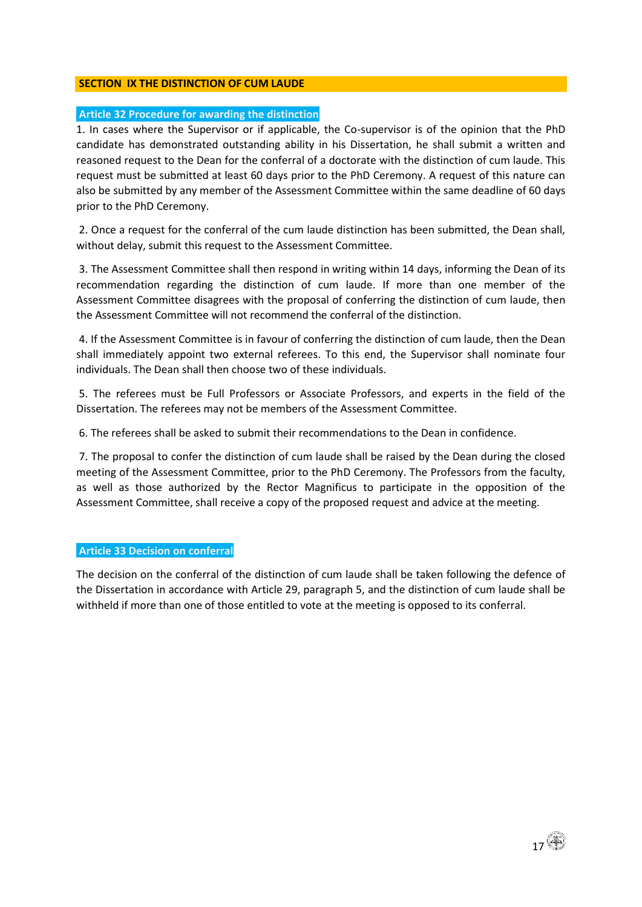## SECTION IX THE DISTINCTION OF CUM LAUDE

### Article 32 Procedure for awarding the distinction

1. In cases where the Supervisor or if applicable, the Co-supervisor is of the opinion that the PhD candidate has demonstrated outstanding ability in his Dissertation, he shall submit a written and reasoned request to the Dean for the conferral of a doctorate with the distinction of cum laude. This request must be submitted at least 60 days prior to the PhD Ceremony. A request of this nature can also be submitted by any member of the Assessment Committee within the same deadline of 60 days prior to the PhD Ceremony.

2. Once a request for the conferral of the cum laude distinction has been submitted, the Dean shall, without delay, submit this request to the Assessment Committee.

3. The Assessment Committee shall then respond in writing within 14 days, informing the Dean of its recommendation regarding the distinction of cum laude. If more than one member of the Assessment Committee disagrees with the proposal of conferring the distinction of cum laude, then the Assessment Committee will not recommend the conferral of the distinction.

4. If the Assessment Committee is in favour of conferring the distinction of cum laude, then the Dean shall immediately appoint two external referees. To this end, the Supervisor shall nominate four individuals. The Dean shall then choose two of these individuals.

5. The referees must be Full Professors or Associate Professors, and experts in the field of the Dissertation. The referees may not be members of the Assessment Committee.

6. The referees shall be asked to submit their recommendations to the Dean in confidence.

7. The proposal to confer the distinction of cum laude shall be raised by the Dean during the closed meeting of the Assessment Committee, prior to the PhD Ceremony. The Professors from the faculty, as well as those authorized by the Rector Magnificus to participate in the opposition of the Assessment Committee, shall receive a copy of the proposed request and advice at the meeting.

### Article 33 Decision on conferral

The decision on the conferral of the distinction of cum laude shall be taken following the defence of the Dissertation in accordance with Article 29, paragraph 5, and the distinction of cum laude shall be withheld if more than one of those entitled to vote at the meeting is opposed to its conferral.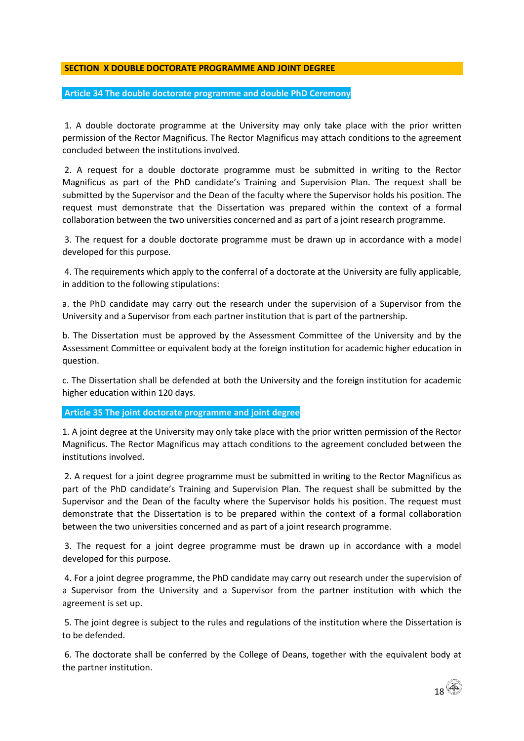## SECTION X DOUBLE DOCTORATE PROGRAMME AND JOINT DEGREE

### Article 34 The double doctorate programme and double PhD Ceremony

1. A double doctorate programme at the University may only take place with the prior written permission of the Rector Magnificus. The Rector Magnificus may attach conditions to the agreement concluded between the institutions involved.

2. A request for a double doctorate programme must be submitted in writing to the Rector Magnificus as part of the PhD candidate's Training and Supervision Plan. The request shall be submitted by the Supervisor and the Dean of the faculty where the Supervisor holds his position. The request must demonstrate that the Dissertation was prepared within the context of a formal collaboration between the two universities concerned and as part of a joint research programme.

3. The request for a double doctorate programme must be drawn up in accordance with a model developed for this purpose.

4. The requirements which apply to the conferral of a doctorate at the University are fully applicable, in addition to the following stipulations:

a. the PhD candidate may carry out the research under the supervision of a Supervisor from the University and a Supervisor from each partner institution that is part of the partnership.

b. The Dissertation must be approved by the Assessment Committee of the University and by the Assessment Committee or equivalent body at the foreign institution for academic higher education in question.

c. The Dissertation shall be defended at both the University and the foreign institution for academic higher education within 120 days.

### Article 35 The joint doctorate programme and joint degree

1. A joint degree at the University may only take place with the prior written permission of the Rector Magnificus. The Rector Magnificus may attach conditions to the agreement concluded between the institutions involved.

2. A request for a joint degree programme must be submitted in writing to the Rector Magnificus as part of the PhD candidate's Training and Supervision Plan. The request shall be submitted by the Supervisor and the Dean of the faculty where the Supervisor holds his position. The request must demonstrate that the Dissertation is to be prepared within the context of a formal collaboration between the two universities concerned and as part of a joint research programme.

3. The request for a joint degree programme must be drawn up in accordance with a model developed for this purpose.

4. For a joint degree programme, the PhD candidate may carry out research under the supervision of a Supervisor from the University and a Supervisor from the partner institution with which the agreement is set up.

5. The joint degree is subject to the rules and regulations of the institution where the Dissertation is to be defended.

6. The doctorate shall be conferred by the College of Deans, together with the equivalent body at the partner institution.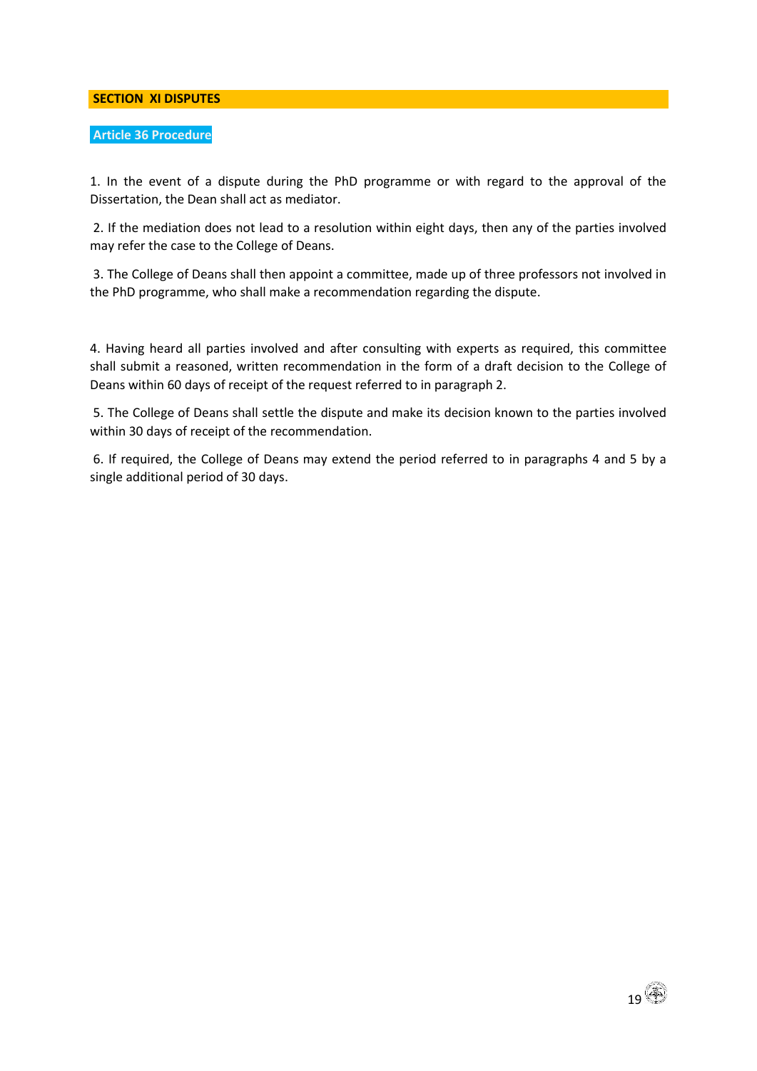## SECTION XI DISPUTES

### Article 36 Procedure

1. In the event of a dispute during the PhD programme or with regard to the approval of the Dissertation, the Dean shall act as mediator.

2. If the mediation does not lead to a resolution within eight days, then any of the parties involved may refer the case to the College of Deans.

3. The College of Deans shall then appoint a committee, made up of three professors not involved in the PhD programme, who shall make a recommendation regarding the dispute.

4. Having heard all parties involved and after consulting with experts as required, this committee shall submit a reasoned, written recommendation in the form of a draft decision to the College of Deans within 60 days of receipt of the request referred to in paragraph 2.

5. The College of Deans shall settle the dispute and make its decision known to the parties involved within 30 days of receipt of the recommendation.

6. If required, the College of Deans may extend the period referred to in paragraphs 4 and 5 by a single additional period of 30 days.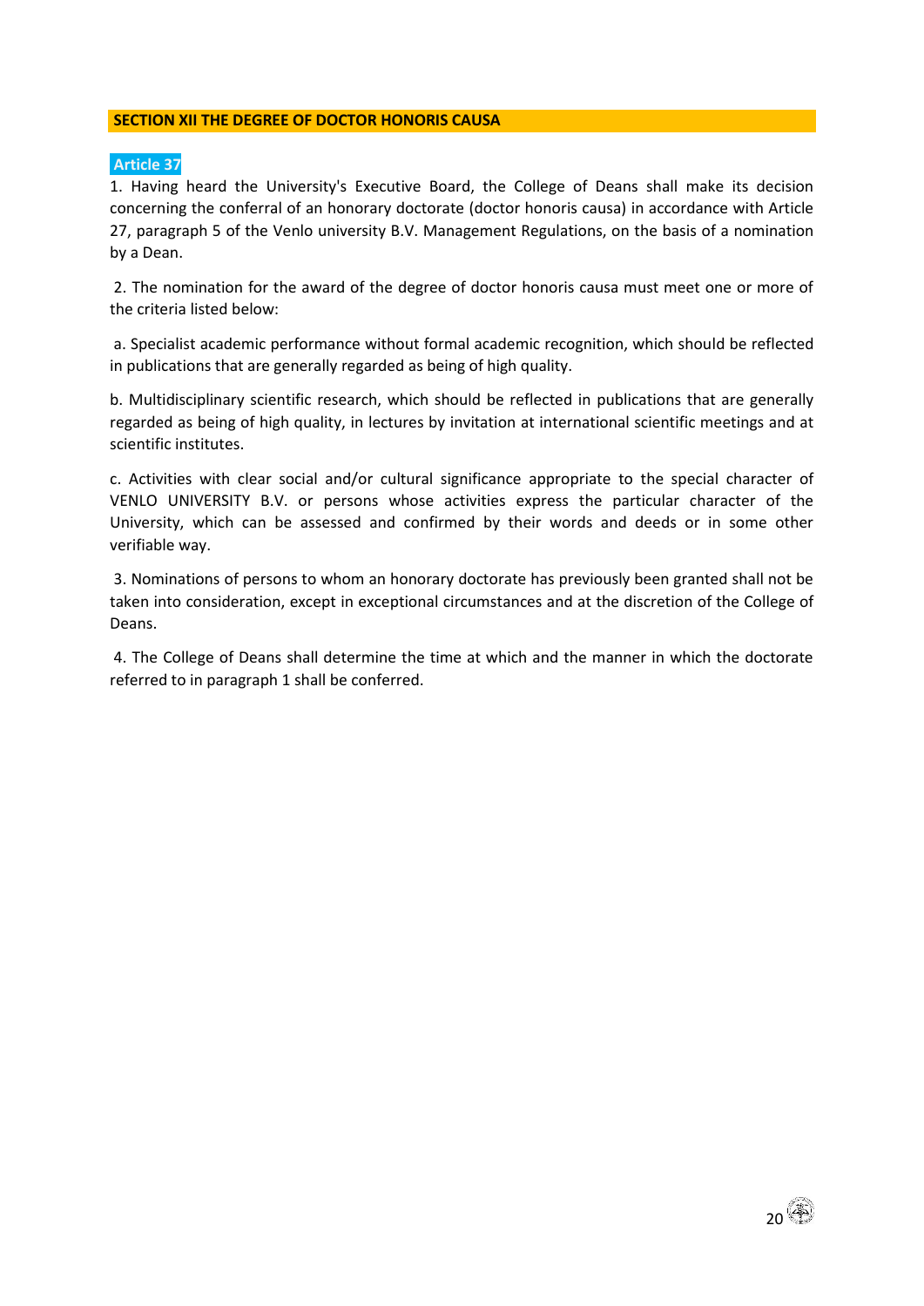## SECTION XII THE DEGREE OF DOCTOR HONORIS CAUSA

### Article 37

1. Having heard the University's Executive Board, the College of Deans shall make its decision concerning the conferral of an honorary doctorate (doctor honoris causa) in accordance with Article 27, paragraph 5 of the Venlo university B.V. Management Regulations, on the basis of a nomination by a Dean.

2. The nomination for the award of the degree of doctor honoris causa must meet one or more of the criteria listed below:

a. Specialist academic performance without formal academic recognition, which should be reflected in publications that are generally regarded as being of high quality.

b. Multidisciplinary scientific research, which should be reflected in publications that are generally regarded as being of high quality, in lectures by invitation at international scientific meetings and at scientific institutes.

c. Activities with clear social and/or cultural significance appropriate to the special character of VENLO UNIVERSITY B.V. or persons whose activities express the particular character of the University, which can be assessed and confirmed by their words and deeds or in some other verifiable way.

3. Nominations of persons to whom an honorary doctorate has previously been granted shall not be taken into consideration, except in exceptional circumstances and at the discretion of the College of Deans.

4. The College of Deans shall determine the time at which and the manner in which the doctorate referred to in paragraph 1 shall be conferred.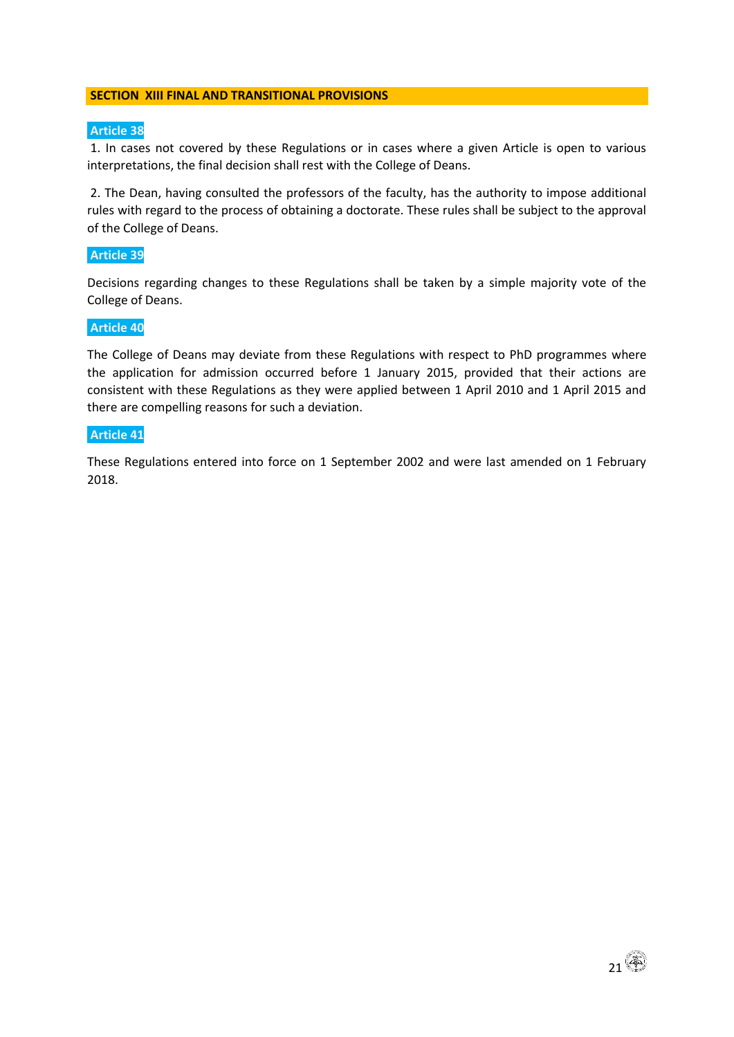## SECTION XIII FINAL AND TRANSITIONAL PROVISIONS

### Article 38

1. In cases not covered by these Regulations or in cases where a given Article is open to various interpretations, the final decision shall rest with the College of Deans.

2. The Dean, having consulted the professors of the faculty, has the authority to impose additional rules with regard to the process of obtaining a doctorate. These rules shall be subject to the approval of the College of Deans.

### Article 39

Decisions regarding changes to these Regulations shall be taken by a simple majority vote of the College of Deans.

### Article 40

The College of Deans may deviate from these Regulations with respect to PhD programmes where the application for admission occurred before 1 January 2015, provided that their actions are consistent with these Regulations as they were applied between 1 April 2010 and 1 April 2015 and there are compelling reasons for such a deviation.

### Article 41

These Regulations entered into force on 1 September 2002 and were last amended on 1 February 2018.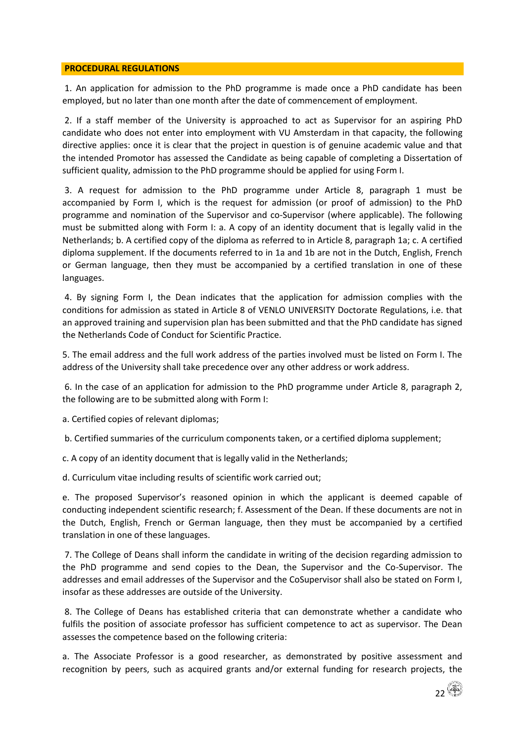**PROCEDURAL REGULATIONS**

1. An application for admission to the PhD programme is made once a PhD candidate has been employed, but no later than one month after the date of commencement of employment.

2. If a staff member of the University is approached to act as Supervisor for an aspiring PhD candidate who does not enter into employment with VU Amsterdam in that capacity, the following directive applies: once it is clear that the project in question is of genuine academic value and that the intended Promotor has assessed the Candidate as being capable of completing a Dissertation of sufficient quality, admission to the PhD programme should be applied for using Form I.

3. A request for admission to the PhD programme under Article 8, paragraph 1 must be accompanied by Form I, which is the request for admission (or proof of admission) to the PhD programme and nomination of the Supervisor and co-Supervisor (where applicable). The following must be submitted along with Form I: a. A copy of an identity document that is legally valid in the Netherlands; b. A certified copy of the diploma as referred to in Article 8, paragraph 1a; c. A certified diploma supplement. If the documents referred to in 1a and 1b are not in the Dutch, English, French or German language, then they must be accompanied by a certified translation in one of these languages.

4. By signing Form I, the Dean indicates that the application for admission complies with the conditions for admission as stated in Article 8 of VENLO UNIVERSITY Doctorate Regulations, i.e. that an approved training and supervision plan has been submitted and that the PhD candidate has signed the Netherlands Code of Conduct for Scientific Practice.

5. The email address and the full work address of the parties involved must be listed on Form I. The address of the University shall take precedence over any other address or work address.

6. In the case of an application for admission to the PhD programme under Article 8, paragraph 2, the following are to be submitted along with Form I:

a. Certified copies of relevant diplomas;

b. Certified summaries of the curriculum components taken, or a certified diploma supplement;

c. A copy of an identity document that is legally valid in the Netherlands;

d. Curriculum vitae including results of scientific work carried out;

e. The proposed Supervisor's reasoned opinion in which the applicant is deemed capable of conducting independent scientific research; f. Assessment of the Dean. If these documents are not in the Dutch, English, French or German language, then they must be accompanied by a certified translation in one of these languages.

7. The College of Deans shall inform the candidate in writing of the decision regarding admission to the PhD programme and send copies to the Dean, the Supervisor and the Co-Supervisor. The addresses and email addresses of the Supervisor and the CoSupervisor shall also be stated on Form I, insofar as these addresses are outside of the University.

8. The College of Deans has established criteria that can demonstrate whether a candidate who fulfils the position of associate professor has sufficient competence to act as supervisor. The Dean assesses the competence based on the following criteria:

a. The Associate Professor is a good researcher, as demonstrated by positive assessment and recognition by peers, such as acquired grants and/or external funding for research projects, the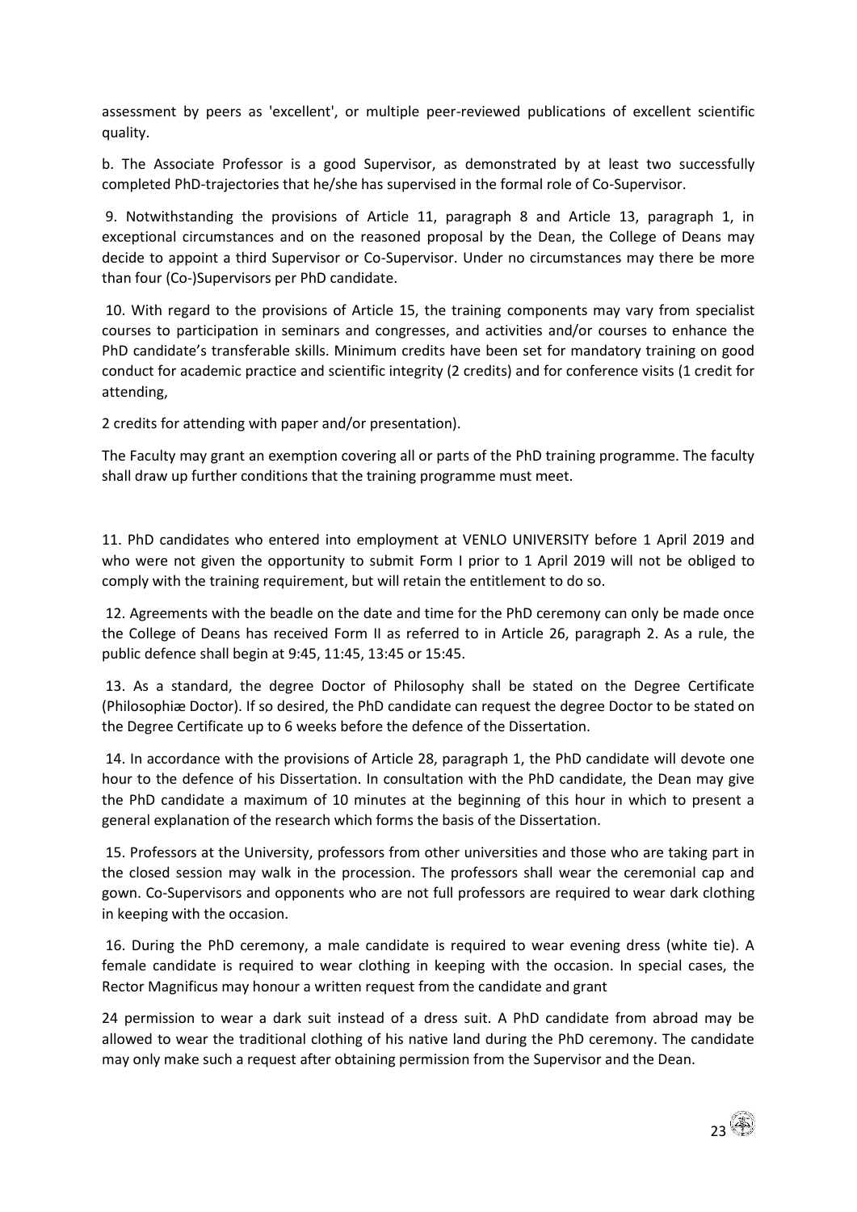assessment by peers as 'excellent', or multiple peer-reviewed publications of excellent scientific quality.

b. The Associate Professor is a good Supervisor, as demonstrated by at least two successfully completed PhD-trajectories that he/she has supervised in the formal role of Co-Supervisor.

9. Notwithstanding the provisions of Article 11, paragraph 8 and Article 13, paragraph 1, in exceptional circumstances and on the reasoned proposal by the Dean, the College of Deans may decide to appoint a third Supervisor or Co-Supervisor. Under no circumstances may there be more than four (Co-)Supervisors per PhD candidate.

10. With regard to the provisions of Article 15, the training components may vary from specialist courses to participation in seminars and congresses, and activities and/or courses to enhance the PhD candidate's transferable skills. Minimum credits have been set for mandatory training on good conduct for academic practice and scientific integrity (2 credits) and for conference visits (1 credit for attending,

2 credits for attending with paper and/or presentation).

The Faculty may grant an exemption covering all or parts of the PhD training programme. The faculty shall draw up further conditions that the training programme must meet.

11. PhD candidates who entered into employment at VENLO UNIVERSITY before 1 April 2019 and who were not given the opportunity to submit Form I prior to 1 April 2019 will not be obliged to comply with the training requirement, but will retain the entitlement to do so.

12. Agreements with the beadle on the date and time for the PhD ceremony can only be made once the College of Deans has received Form II as referred to in Article 26, paragraph 2. As a rule, the public defence shall begin at 9:45, 11:45, 13:45 or 15:45.

13. As a standard, the degree Doctor of Philosophy shall be stated on the Degree Certificate (Philosophiæ Doctor). If so desired, the PhD candidate can request the degree Doctor to be stated on the Degree Certificate up to 6 weeks before the defence of the Dissertation.

14. In accordance with the provisions of Article 28, paragraph 1, the PhD candidate will devote one hour to the defence of his Dissertation. In consultation with the PhD candidate, the Dean may give the PhD candidate a maximum of 10 minutes at the beginning of this hour in which to present a general explanation of the research which forms the basis of the Dissertation.

15. Professors at the University, professors from other universities and those who are taking part in the closed session may walk in the procession. The professors shall wear the ceremonial cap and gown. Co-Supervisors and opponents who are not full professors are required to wear dark clothing in keeping with the occasion.

16. During the PhD ceremony, a male candidate is required to wear evening dress (white tie). A female candidate is required to wear clothing in keeping with the occasion. In special cases, the Rector Magnificus may honour a written request from the candidate and grant

24 permission to wear a dark suit instead of a dress suit. A PhD candidate from abroad may be allowed to wear the traditional clothing of his native land during the PhD ceremony. The candidate may only make such a request after obtaining permission from the Supervisor and the Dean.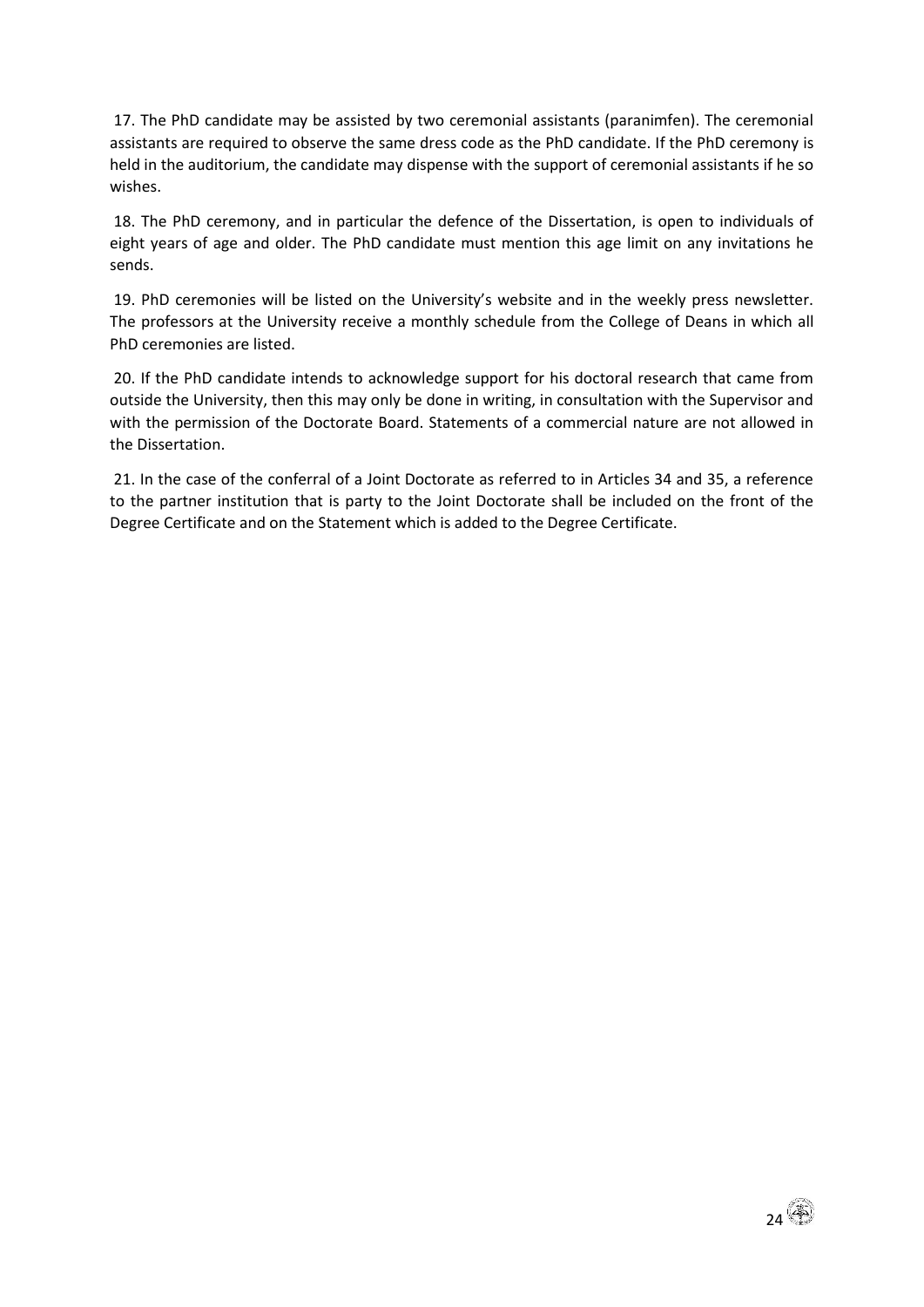17. The PhD candidate may be assisted by two ceremonial assistants (paranimfen). The ceremonial assistants are required to observe the same dress code as the PhD candidate. If the PhD ceremony is held in the auditorium, the candidate may dispense with the support of ceremonial assistants if he so wishes.

18. The PhD ceremony, and in particular the defence of the Dissertation, is open to individuals of eight years of age and older. The PhD candidate must mention this age limit on any invitations he sends.

19. PhD ceremonies will be listed on the University's website and in the weekly press newsletter. The professors at the University receive a monthly schedule from the College of Deans in which all PhD ceremonies are listed.

20. If the PhD candidate intends to acknowledge support for his doctoral research that came from outside the University, then this may only be done in writing, in consultation with the Supervisor and with the permission of the Doctorate Board. Statements of a commercial nature are not allowed in the Dissertation.

21. In the case of the conferral of a Joint Doctorate as referred to in Articles 34 and 35, a reference to the partner institution that is party to the Joint Doctorate shall be included on the front of the Degree Certificate and on the Statement which is added to the Degree Certificate.